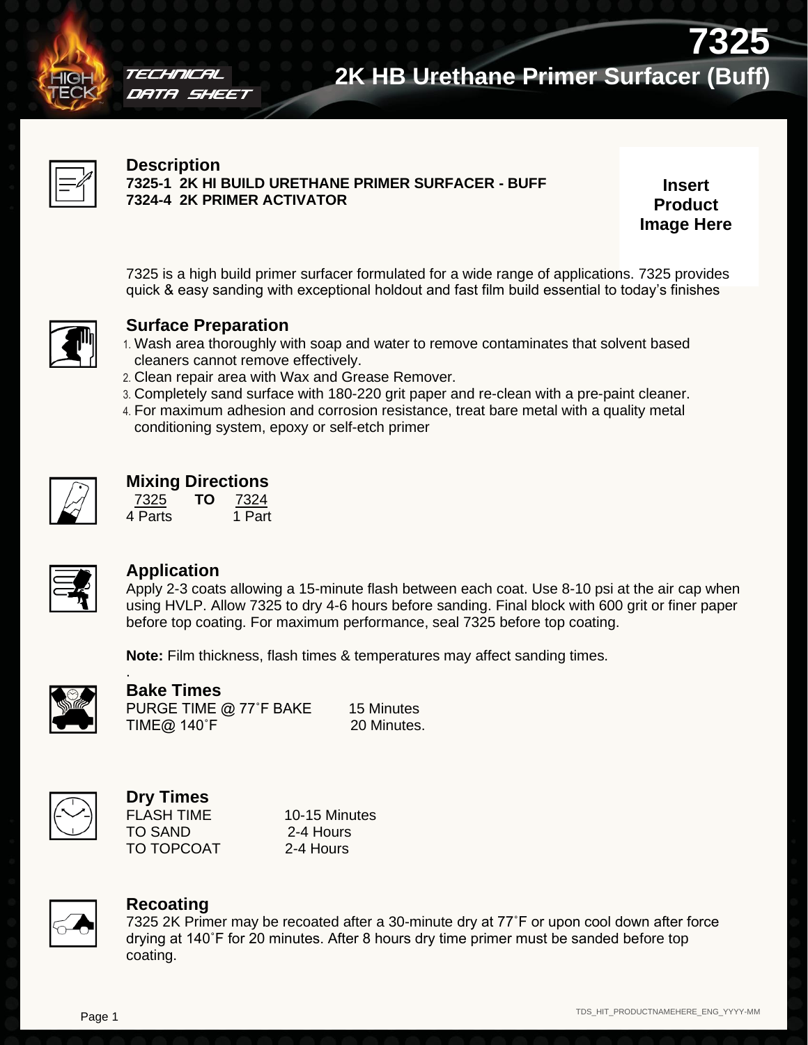# 7325 2K HB Urethane Primer Surfacer (Buff)

TECHNICAL DATA SHEET

## Description

**7325-1 2K HI BUILD URETHANE PRIMER SURFACER - BUFF**
**7324-4 2K PRIMER ACTIVATOR**

**Insert Product Image Here**

7325 is a high build primer surfacer formulated for a wide range of applications. 7325 provides quick & easy sanding with exceptional holdout and fast film build essential to today's finishes

## Surface Preparation

1. Wash area thoroughly with soap and water to remove contaminates that solvent based cleaners cannot remove effectively.
2. Clean repair area with Wax and Grease Remover.
3. Completely sand surface with 180-220 grit paper and re-clean with a pre-paint cleaner.
4. For maximum adhesion and corrosion resistance, treat bare metal with a quality metal conditioning system, epoxy or self-etch primer

## Mixing Directions

| 7325 | TO | 7324 |
|---|---|---|
| 4 Parts | | 1 Part |

## Application

Apply 2-3 coats allowing a 15-minute flash between each coat. Use 8-10 psi at the air cap when using HVLP. Allow 7325 to dry 4-6 hours before sanding. Final block with 600 grit or finer paper before top coating. For maximum performance, seal 7325 before top coating.

**Note:** Film thickness, flash times & temperatures may affect sanding times.

.

## Bake Times

| | |
|---|---|
| PURGE TIME @ 77˚F BAKE | 15 Minutes |
| TIME@ 140˚F | 20 Minutes. |

## Dry Times

| | |
|---|---|
| FLASH TIME | 10-15 Minutes |
| TO SAND | 2-4 Hours |
| TO TOPCOAT | 2-4 Hours |

## Recoating

7325 2K Primer may be recoated after a 30-minute dry at 77˚F or upon cool down after force drying at 140˚F for 20 minutes. After 8 hours dry time primer must be sanded before top coating.

TDS_HIT_PRODUCTNAMEHERE_ENG_YYYY-MM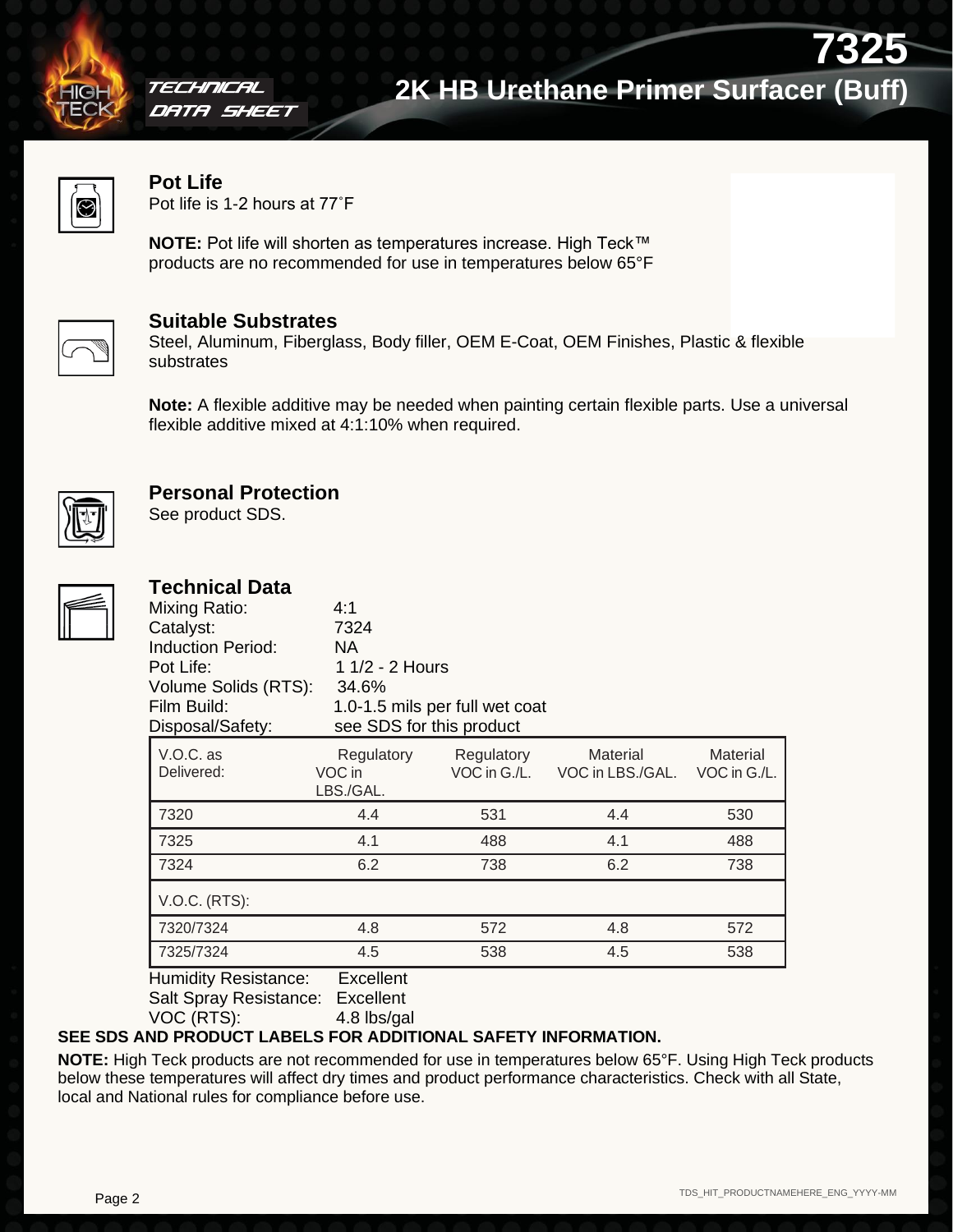## Pot Life

Pot life is 1-2 hours at 77˚F

**NOTE:** Pot life will shorten as temperatures increase. High Teck™ products are no recommended for use in temperatures below 65°F

## Suitable Substrates

Steel, Aluminum, Fiberglass, Body filler, OEM E-Coat, OEM Finishes, Plastic & flexible substrates

**Note:** A flexible additive may be needed when painting certain flexible parts. Use a universal flexible additive mixed at 4:1:10% when required.

## Personal Protection

See product SDS.

## Technical Data

Mixing Ratio: 4:1
Catalyst: 7324
Induction Period: NA
Pot Life: 1 1/2 - 2 Hours
Volume Solids (RTS): 34.6%
Film Build: 1.0-1.5 mils per full wet coat
Disposal/Safety: see SDS for this product

| V.O.C. as Delivered: | Regulatory VOC in LBS./GAL. | Regulatory VOC in G./L. | Material VOC in LBS./GAL. | Material VOC in G./L. |
|---|---|---|---|---|
| 7320 | 4.4 | 531 | 4.4 | 530 |
| 7325 | 4.1 | 488 | 4.1 | 488 |
| 7324 | 6.2 | 738 | 6.2 | 738 |
| V.O.C. (RTS): | | | | |
| 7320/7324 | 4.8 | 572 | 4.8 | 572 |
| 7325/7324 | 4.5 | 538 | 4.5 | 538 |

Humidity Resistance: Excellent
Salt Spray Resistance: Excellent
VOC (RTS): 4.8 lbs/gal

**SEE SDS AND PRODUCT LABELS FOR ADDITIONAL SAFETY INFORMATION.**

**NOTE:** High Teck products are not recommended for use in temperatures below 65°F. Using High Teck products below these temperatures will affect dry times and product performance characteristics. Check with all State, local and National rules for compliance before use.